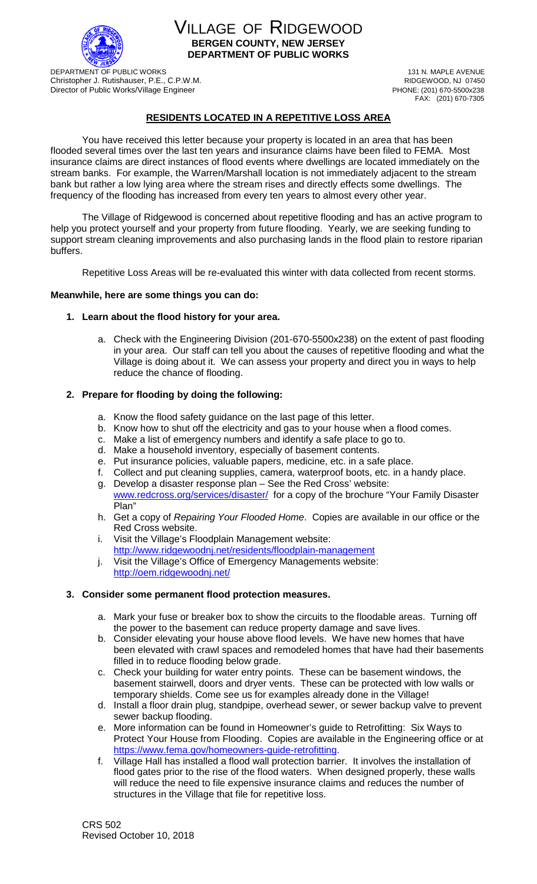# VILLAGE OF RIDGEWOOD

**BERGEN COUNTY, NEW JERSEY**
**DEPARTMENT OF PUBLIC WORKS**

DEPARTMENT OF PUBLIC WORKS
Christopher J. Rutishauser, P.E., C.P.W.M.
Director of Public Works/Village Engineer

131 N. MAPLE AVENUE
RIDGEWOOD, NJ 07450
PHONE: (201) 670-5500x238
FAX: (201) 670-7305

## RESIDENTS LOCATED IN A REPETITIVE LOSS AREA

You have received this letter because your property is located in an area that has been flooded several times over the last ten years and insurance claims have been filed to FEMA. Most insurance claims are direct instances of flood events where dwellings are located immediately on the stream banks. For example, the Warren/Marshall location is not immediately adjacent to the stream bank but rather a low lying area where the stream rises and directly effects some dwellings. The frequency of the flooding has increased from every ten years to almost every other year.

The Village of Ridgewood is concerned about repetitive flooding and has an active program to help you protect yourself and your property from future flooding. Yearly, we are seeking funding to support stream cleaning improvements and also purchasing lands in the flood plain to restore riparian buffers.

Repetitive Loss Areas will be re-evaluated this winter with data collected from recent storms.

**Meanwhile, here are some things you can do:**

1. **Learn about the flood history for your area.**
   a. Check with the Engineering Division (201-670-5500x238) on the extent of past flooding in your area. Our staff can tell you about the causes of repetitive flooding and what the Village is doing about it. We can assess your property and direct you in ways to help reduce the chance of flooding.

2. **Prepare for flooding by doing the following:**
   a. Know the flood safety guidance on the last page of this letter.
   b. Know how to shut off the electricity and gas to your house when a flood comes.
   c. Make a list of emergency numbers and identify a safe place to go to.
   d. Make a household inventory, especially of basement contents.
   e. Put insurance policies, valuable papers, medicine, etc. in a safe place.
   f. Collect and put cleaning supplies, camera, waterproof boots, etc. in a handy place.
   g. Develop a disaster response plan – See the Red Cross' website: www.redcross.org/services/disaster/ for a copy of the brochure "Your Family Disaster Plan"
   h. Get a copy of *Repairing Your Flooded Home*. Copies are available in our office or the Red Cross website.
   i. Visit the Village's Floodplain Management website: http://www.ridgewoodnj.net/residents/floodplain-management
   j. Visit the Village's Office of Emergency Managements website: http://oem.ridgewoodnj.net/

3. **Consider some permanent flood protection measures.**
   a. Mark your fuse or breaker box to show the circuits to the floodable areas. Turning off the power to the basement can reduce property damage and save lives.
   b. Consider elevating your house above flood levels. We have new homes that have been elevated with crawl spaces and remodeled homes that have had their basements filled in to reduce flooding below grade.
   c. Check your building for water entry points. These can be basement windows, the basement stairwell, doors and dryer vents. These can be protected with low walls or temporary shields. Come see us for examples already done in the Village!
   d. Install a floor drain plug, standpipe, overhead sewer, or sewer backup valve to prevent sewer backup flooding.
   e. More information can be found in Homeowner's guide to Retrofitting: Six Ways to Protect Your House from Flooding. Copies are available in the Engineering office or at https://www.fema.gov/homeowners-guide-retrofitting.
   f. Village Hall has installed a flood wall protection barrier. It involves the installation of flood gates prior to the rise of the flood waters. When designed properly, these walls will reduce the need to file expensive insurance claims and reduces the number of structures in the Village that file for repetitive loss.

CRS 502
Revised October 10, 2018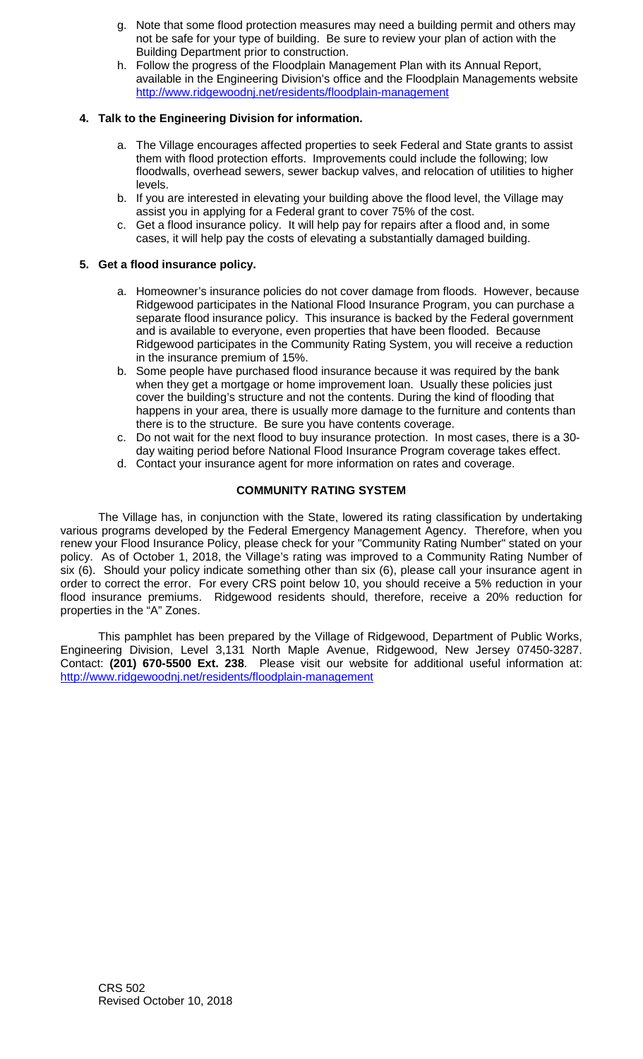g. Note that some flood protection measures may need a building permit and others may not be safe for your type of building. Be sure to review your plan of action with the Building Department prior to construction.
h. Follow the progress of the Floodplain Management Plan with its Annual Report, available in the Engineering Division's office and the Floodplain Managements website http://www.ridgewoodnj.net/residents/floodplain-management

**4. Talk to the Engineering Division for information.**

a. The Village encourages affected properties to seek Federal and State grants to assist them with flood protection efforts. Improvements could include the following; low floodwalls, overhead sewers, sewer backup valves, and relocation of utilities to higher levels.
b. If you are interested in elevating your building above the flood level, the Village may assist you in applying for a Federal grant to cover 75% of the cost.
c. Get a flood insurance policy. It will help pay for repairs after a flood and, in some cases, it will help pay the costs of elevating a substantially damaged building.

**5. Get a flood insurance policy.**

a. Homeowner's insurance policies do not cover damage from floods. However, because Ridgewood participates in the National Flood Insurance Program, you can purchase a separate flood insurance policy. This insurance is backed by the Federal government and is available to everyone, even properties that have been flooded. Because Ridgewood participates in the Community Rating System, you will receive a reduction in the insurance premium of 15%.
b. Some people have purchased flood insurance because it was required by the bank when they get a mortgage or home improvement loan. Usually these policies just cover the building's structure and not the contents. During the kind of flooding that happens in your area, there is usually more damage to the furniture and contents than there is to the structure. Be sure you have contents coverage.
c. Do not wait for the next flood to buy insurance protection. In most cases, there is a 30-day waiting period before National Flood Insurance Program coverage takes effect.
d. Contact your insurance agent for more information on rates and coverage.

## COMMUNITY RATING SYSTEM

The Village has, in conjunction with the State, lowered its rating classification by undertaking various programs developed by the Federal Emergency Management Agency. Therefore, when you renew your Flood Insurance Policy, please check for your "Community Rating Number" stated on your policy. As of October 1, 2018, the Village's rating was improved to a Community Rating Number of six (6). Should your policy indicate something other than six (6), please call your insurance agent in order to correct the error. For every CRS point below 10, you should receive a 5% reduction in your flood insurance premiums. Ridgewood residents should, therefore, receive a 20% reduction for properties in the "A" Zones.

This pamphlet has been prepared by the Village of Ridgewood, Department of Public Works, Engineering Division, Level 3,131 North Maple Avenue, Ridgewood, New Jersey 07450-3287. Contact: **(201) 670-5500 Ext. 238**. Please visit our website for additional useful information at: http://www.ridgewoodnj.net/residents/floodplain-management

CRS 502
Revised October 10, 2018